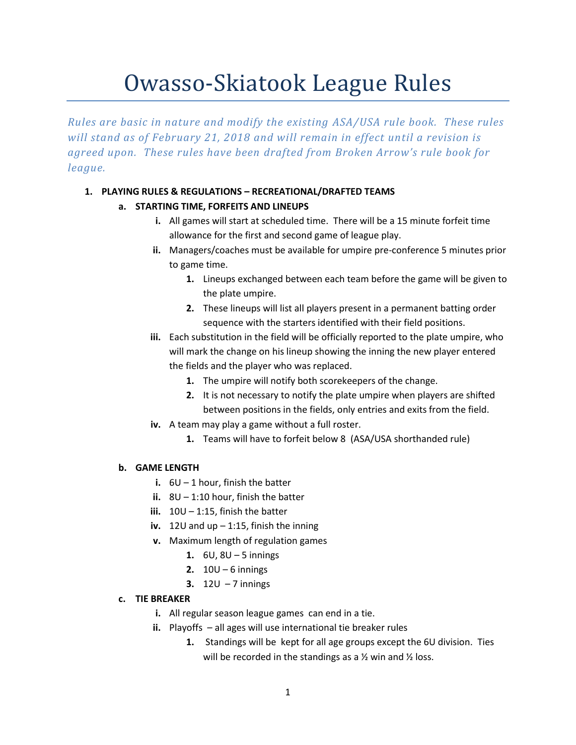# Owasso-Skiatook League Rules

*Rules are basic in nature and modify the existing ASA/USA rule book. These rules will stand as of February 21, 2018 and will remain in effect until a revision is agreed upon. These rules have been drafted from Broken Arrow's rule book for league.*

1. **PLAYING RULES & REGULATIONS – RECREATIONAL/DRAFTED TEAMS**
   - a. **STARTING TIME, FORFEITS AND LINEUPS**
     - i. All games will start at scheduled time. There will be a 15 minute forfeit time allowance for the first and second game of league play.
     - ii. Managers/coaches must be available for umpire pre-conference 5 minutes prior to game time.
       1. Lineups exchanged between each team before the game will be given to the plate umpire.
       2. These lineups will list all players present in a permanent batting order sequence with the starters identified with their field positions.
     - iii. Each substitution in the field will be officially reported to the plate umpire, who will mark the change on his lineup showing the inning the new player entered the fields and the player who was replaced.
       1. The umpire will notify both scorekeepers of the change.
       2. It is not necessary to notify the plate umpire when players are shifted between positions in the fields, only entries and exits from the field.
     - iv. A team may play a game without a full roster.
       1. Teams will have to forfeit below 8 (ASA/USA shorthanded rule)
   - b. **GAME LENGTH**
     - i. 6U – 1 hour, finish the batter
     - ii. 8U – 1:10 hour, finish the batter
     - iii. 10U – 1:15, finish the batter
     - iv. 12U and up – 1:15, finish the inning
     - v. Maximum length of regulation games
       1. 6U, 8U – 5 innings
       2. 10U – 6 innings
       3. 12U – 7 innings
   - c. **TIE BREAKER**
     - i. All regular season league games can end in a tie.
     - ii. Playoffs – all ages will use international tie breaker rules
       1. Standings will be kept for all age groups except the 6U division. Ties will be recorded in the standings as a ½ win and ½ loss.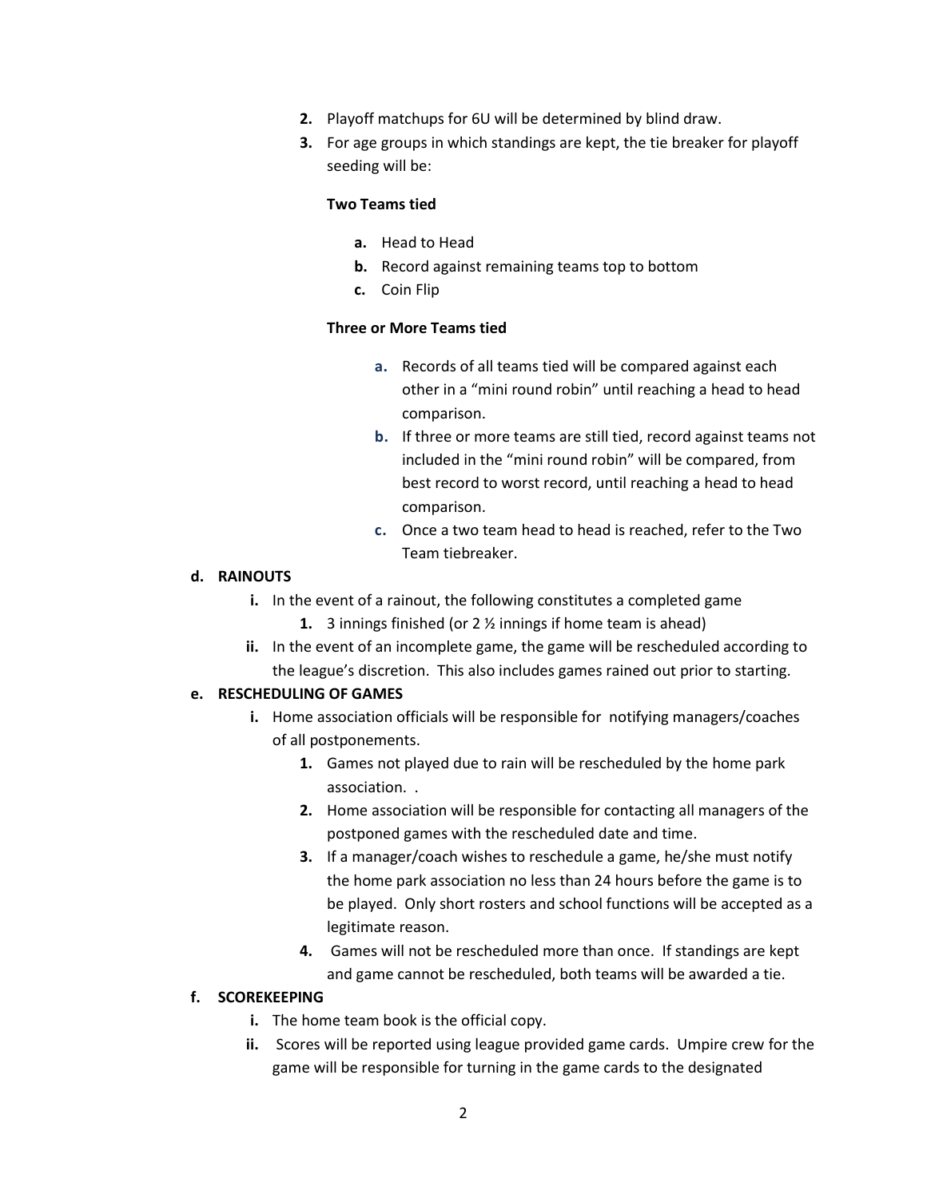2. Playoff matchups for 6U will be determined by blind draw.
3. For age groups in which standings are kept, the tie breaker for playoff seeding will be:

   **Two Teams tied**

   a. Head to Head
   b. Record against remaining teams top to bottom
   c. Coin Flip

   **Three or More Teams tied**

   a. Records of all teams tied will be compared against each other in a "mini round robin" until reaching a head to head comparison.
   b. If three or more teams are still tied, record against teams not included in the "mini round robin" will be compared, from best record to worst record, until reaching a head to head comparison.
   c. Once a two team head to head is reached, refer to the Two Team tiebreaker.

**d. RAINOUTS**

i. In the event of a rainout, the following constitutes a completed game
   1. 3 innings finished (or 2 ½ innings if home team is ahead)

ii. In the event of an incomplete game, the game will be rescheduled according to the league's discretion. This also includes games rained out prior to starting.

**e. RESCHEDULING OF GAMES**

i. Home association officials will be responsible for notifying managers/coaches of all postponements.
   1. Games not played due to rain will be rescheduled by the home park association. .
   2. Home association will be responsible for contacting all managers of the postponed games with the rescheduled date and time.
   3. If a manager/coach wishes to reschedule a game, he/she must notify the home park association no less than 24 hours before the game is to be played. Only short rosters and school functions will be accepted as a legitimate reason.
   4. Games will not be rescheduled more than once. If standings are kept and game cannot be rescheduled, both teams will be awarded a tie.

**f. SCOREKEEPING**

i. The home team book is the official copy.

ii. Scores will be reported using league provided game cards. Umpire crew for the game will be responsible for turning in the game cards to the designated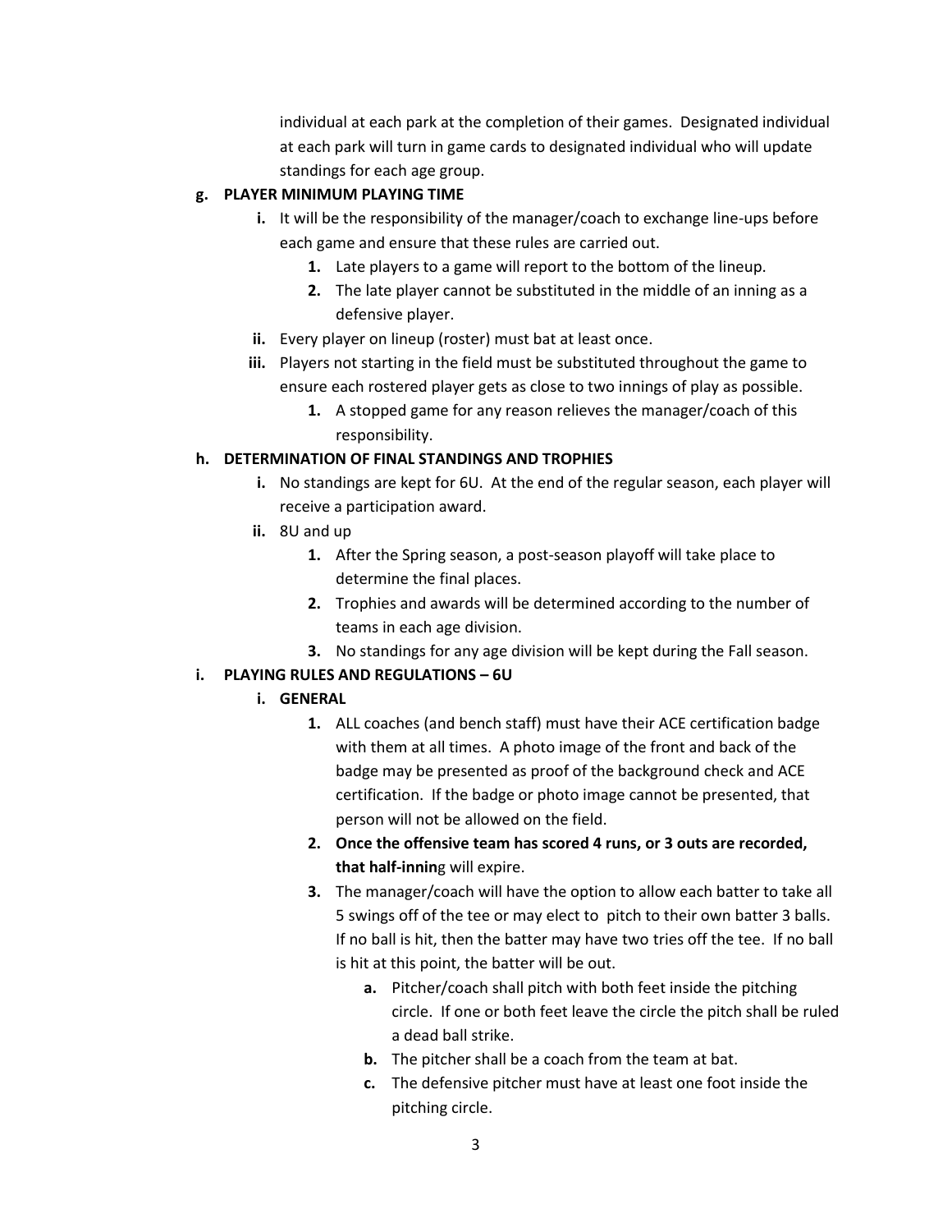individual at each park at the completion of their games. Designated individual at each park will turn in game cards to designated individual who will update standings for each age group.

**g. PLAYER MINIMUM PLAYING TIME**

- **i.** It will be the responsibility of the manager/coach to exchange line-ups before each game and ensure that these rules are carried out.
  - **1.** Late players to a game will report to the bottom of the lineup.
  - **2.** The late player cannot be substituted in the middle of an inning as a defensive player.
- **ii.** Every player on lineup (roster) must bat at least once.
- **iii.** Players not starting in the field must be substituted throughout the game to ensure each rostered player gets as close to two innings of play as possible.
  - **1.** A stopped game for any reason relieves the manager/coach of this responsibility.

**h. DETERMINATION OF FINAL STANDINGS AND TROPHIES**

- **i.** No standings are kept for 6U. At the end of the regular season, each player will receive a participation award.
- **ii.** 8U and up
  - **1.** After the Spring season, a post-season playoff will take place to determine the final places.
  - **2.** Trophies and awards will be determined according to the number of teams in each age division.
  - **3.** No standings for any age division will be kept during the Fall season.

**i. PLAYING RULES AND REGULATIONS – 6U**

- **i. GENERAL**
  - **1.** ALL coaches (and bench staff) must have their ACE certification badge with them at all times. A photo image of the front and back of the badge may be presented as proof of the background check and ACE certification. If the badge or photo image cannot be presented, that person will not be allowed on the field.
  - **2. Once the offensive team has scored 4 runs, or 3 outs are recorded, that half-innin**g will expire.
  - **3.** The manager/coach will have the option to allow each batter to take all 5 swings off of the tee or may elect to pitch to their own batter 3 balls. If no ball is hit, then the batter may have two tries off the tee. If no ball is hit at this point, the batter will be out.
    - **a.** Pitcher/coach shall pitch with both feet inside the pitching circle. If one or both feet leave the circle the pitch shall be ruled a dead ball strike.
    - **b.** The pitcher shall be a coach from the team at bat.
    - **c.** The defensive pitcher must have at least one foot inside the pitching circle.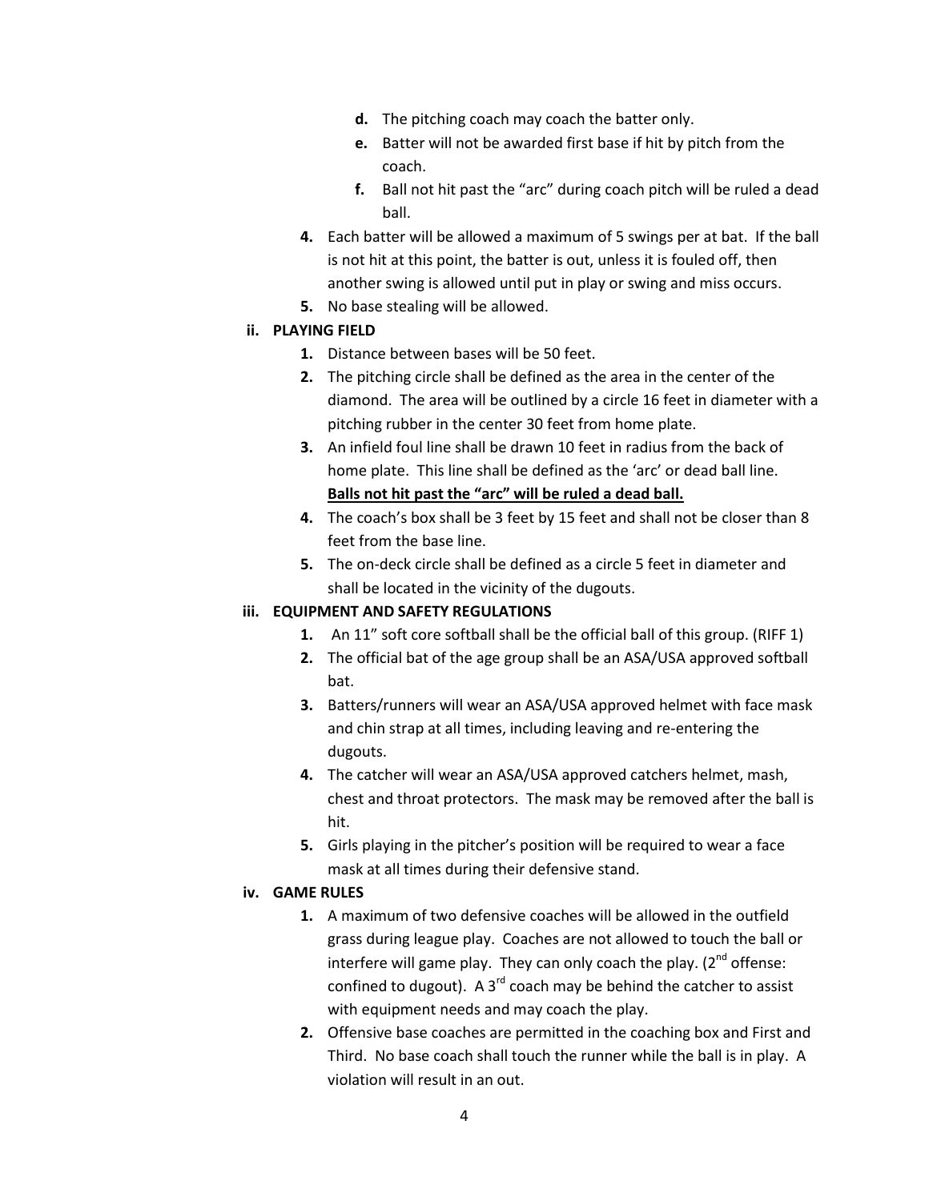d. The pitching coach may coach the batter only.
   e. Batter will not be awarded first base if hit by pitch from the coach.
   f. Ball not hit past the "arc" during coach pitch will be ruled a dead ball.

4. Each batter will be allowed a maximum of 5 swings per at bat. If the ball is not hit at this point, the batter is out, unless it is fouled off, then another swing is allowed until put in play or swing and miss occurs.
5. No base stealing will be allowed.

**ii. PLAYING FIELD**

1. Distance between bases will be 50 feet.
2. The pitching circle shall be defined as the area in the center of the diamond. The area will be outlined by a circle 16 feet in diameter with a pitching rubber in the center 30 feet from home plate.
3. An infield foul line shall be drawn 10 feet in radius from the back of home plate. This line shall be defined as the 'arc' or dead ball line. **Balls not hit past the "arc" will be ruled a dead ball.**
4. The coach's box shall be 3 feet by 15 feet and shall not be closer than 8 feet from the base line.
5. The on-deck circle shall be defined as a circle 5 feet in diameter and shall be located in the vicinity of the dugouts.

**iii. EQUIPMENT AND SAFETY REGULATIONS**

1. An 11" soft core softball shall be the official ball of this group. (RIFF 1)
2. The official bat of the age group shall be an ASA/USA approved softball bat.
3. Batters/runners will wear an ASA/USA approved helmet with face mask and chin strap at all times, including leaving and re-entering the dugouts.
4. The catcher will wear an ASA/USA approved catchers helmet, mash, chest and throat protectors. The mask may be removed after the ball is hit.
5. Girls playing in the pitcher's position will be required to wear a face mask at all times during their defensive stand.

**iv. GAME RULES**

1. A maximum of two defensive coaches will be allowed in the outfield grass during league play. Coaches are not allowed to touch the ball or interfere will game play. They can only coach the play. (2nd offense: confined to dugout). A 3rd coach may be behind the catcher to assist with equipment needs and may coach the play.
2. Offensive base coaches are permitted in the coaching box and First and Third. No base coach shall touch the runner while the ball is in play. A violation will result in an out.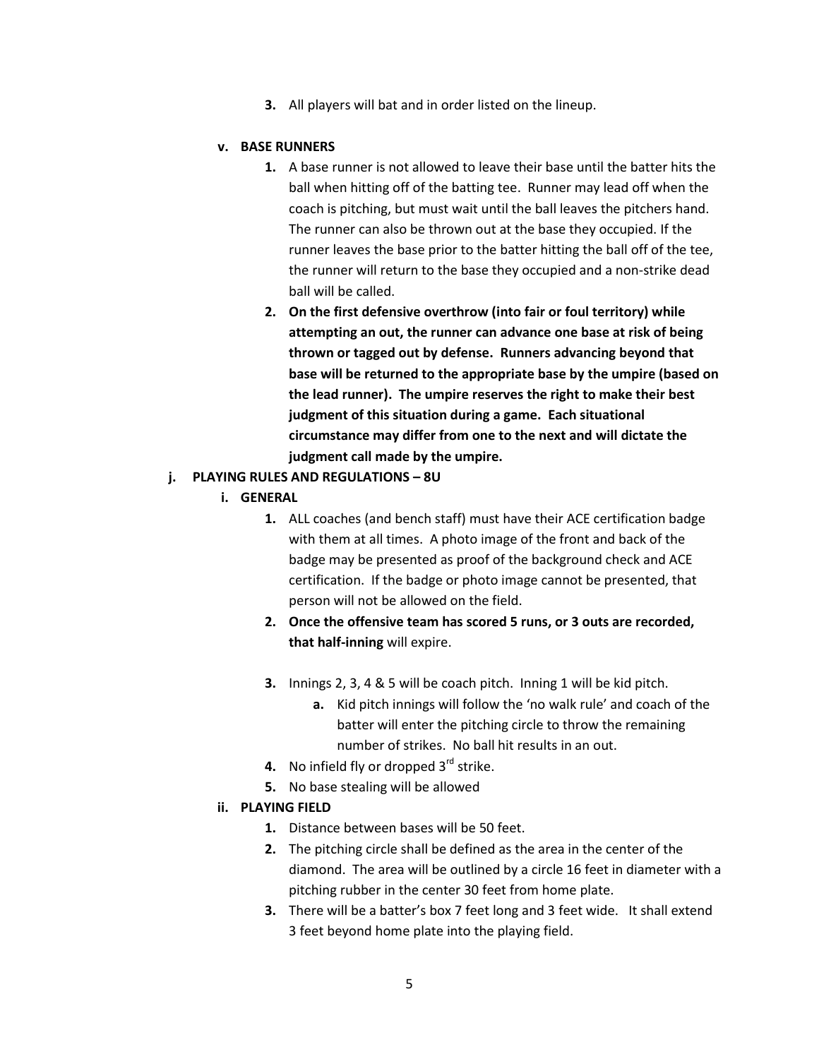3. All players will bat and in order listed on the lineup.

**v. BASE RUNNERS**

1. A base runner is not allowed to leave their base until the batter hits the ball when hitting off of the batting tee. Runner may lead off when the coach is pitching, but must wait until the ball leaves the pitchers hand. The runner can also be thrown out at the base they occupied. If the runner leaves the base prior to the batter hitting the ball off of the tee, the runner will return to the base they occupied and a non-strike dead ball will be called.
2. **On the first defensive overthrow (into fair or foul territory) while attempting an out, the runner can advance one base at risk of being thrown or tagged out by defense. Runners advancing beyond that base will be returned to the appropriate base by the umpire (based on the lead runner). The umpire reserves the right to make their best judgment of this situation during a game. Each situational circumstance may differ from one to the next and will dictate the judgment call made by the umpire.**

**j. PLAYING RULES AND REGULATIONS – 8U**

**i. GENERAL**

1. ALL coaches (and bench staff) must have their ACE certification badge with them at all times. A photo image of the front and back of the badge may be presented as proof of the background check and ACE certification. If the badge or photo image cannot be presented, that person will not be allowed on the field.
2. **Once the offensive team has scored 5 runs, or 3 outs are recorded, that half-inning** will expire.
3. Innings 2, 3, 4 & 5 will be coach pitch. Inning 1 will be kid pitch.
   a. Kid pitch innings will follow the 'no walk rule' and coach of the batter will enter the pitching circle to throw the remaining number of strikes. No ball hit results in an out.
4. No infield fly or dropped 3rd strike.
5. No base stealing will be allowed

**ii. PLAYING FIELD**

1. Distance between bases will be 50 feet.
2. The pitching circle shall be defined as the area in the center of the diamond. The area will be outlined by a circle 16 feet in diameter with a pitching rubber in the center 30 feet from home plate.
3. There will be a batter's box 7 feet long and 3 feet wide. It shall extend 3 feet beyond home plate into the playing field.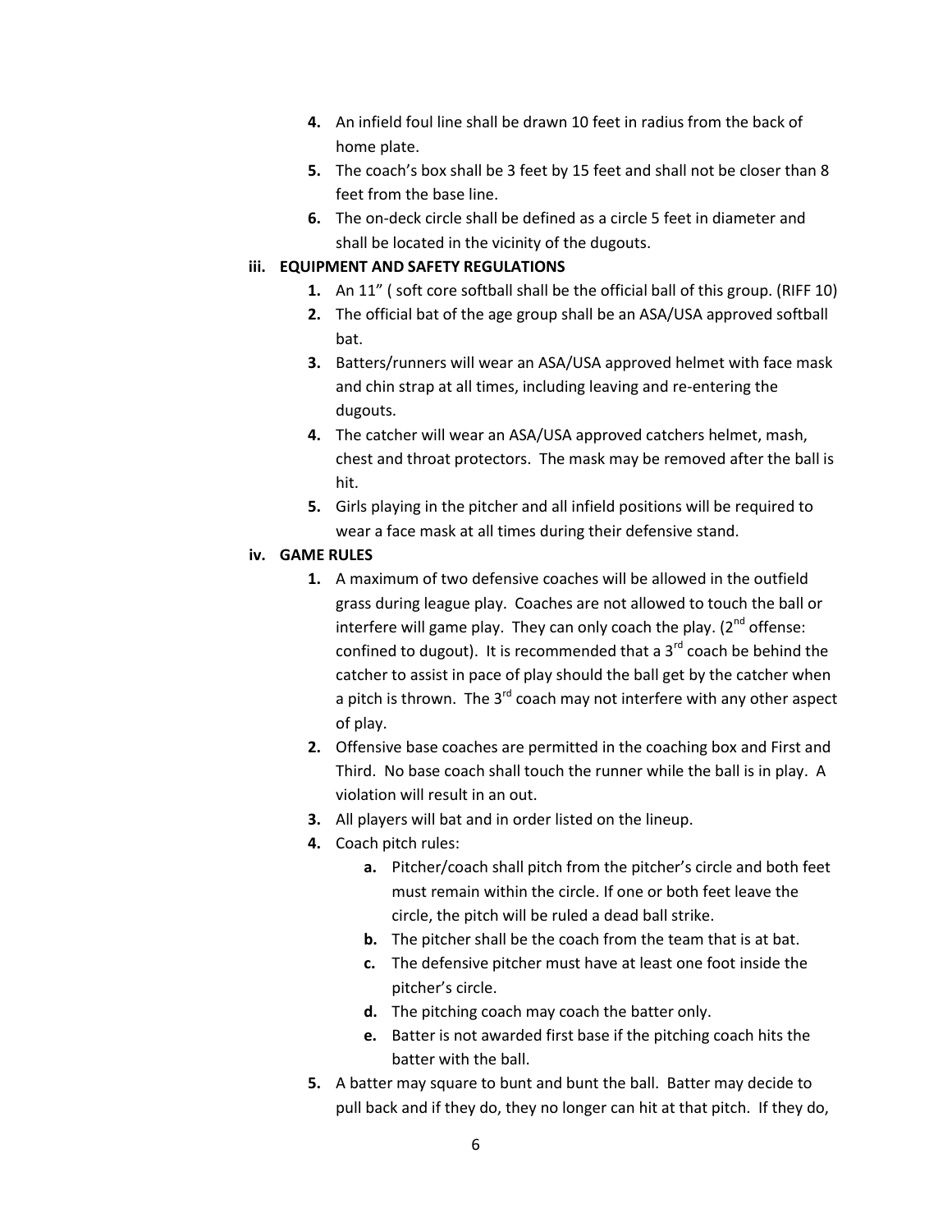4. An infield foul line shall be drawn 10 feet in radius from the back of home plate.
5. The coach's box shall be 3 feet by 15 feet and shall not be closer than 8 feet from the base line.
6. The on-deck circle shall be defined as a circle 5 feet in diameter and shall be located in the vicinity of the dugouts.

**iii. EQUIPMENT AND SAFETY REGULATIONS**

1. An 11" ( soft core softball shall be the official ball of this group. (RIFF 10)
2. The official bat of the age group shall be an ASA/USA approved softball bat.
3. Batters/runners will wear an ASA/USA approved helmet with face mask and chin strap at all times, including leaving and re-entering the dugouts.
4. The catcher will wear an ASA/USA approved catchers helmet, mash, chest and throat protectors. The mask may be removed after the ball is hit.
5. Girls playing in the pitcher and all infield positions will be required to wear a face mask at all times during their defensive stand.

**iv. GAME RULES**

1. A maximum of two defensive coaches will be allowed in the outfield grass during league play. Coaches are not allowed to touch the ball or interfere will game play. They can only coach the play. (2nd offense: confined to dugout). It is recommended that a 3rd coach be behind the catcher to assist in pace of play should the ball get by the catcher when a pitch is thrown. The 3rd coach may not interfere with any other aspect of play.
2. Offensive base coaches are permitted in the coaching box and First and Third. No base coach shall touch the runner while the ball is in play. A violation will result in an out.
3. All players will bat and in order listed on the lineup.
4. Coach pitch rules:
   a. Pitcher/coach shall pitch from the pitcher's circle and both feet must remain within the circle. If one or both feet leave the circle, the pitch will be ruled a dead ball strike.
   b. The pitcher shall be the coach from the team that is at bat.
   c. The defensive pitcher must have at least one foot inside the pitcher's circle.
   d. The pitching coach may coach the batter only.
   e. Batter is not awarded first base if the pitching coach hits the batter with the ball.
5. A batter may square to bunt and bunt the ball. Batter may decide to pull back and if they do, they no longer can hit at that pitch. If they do,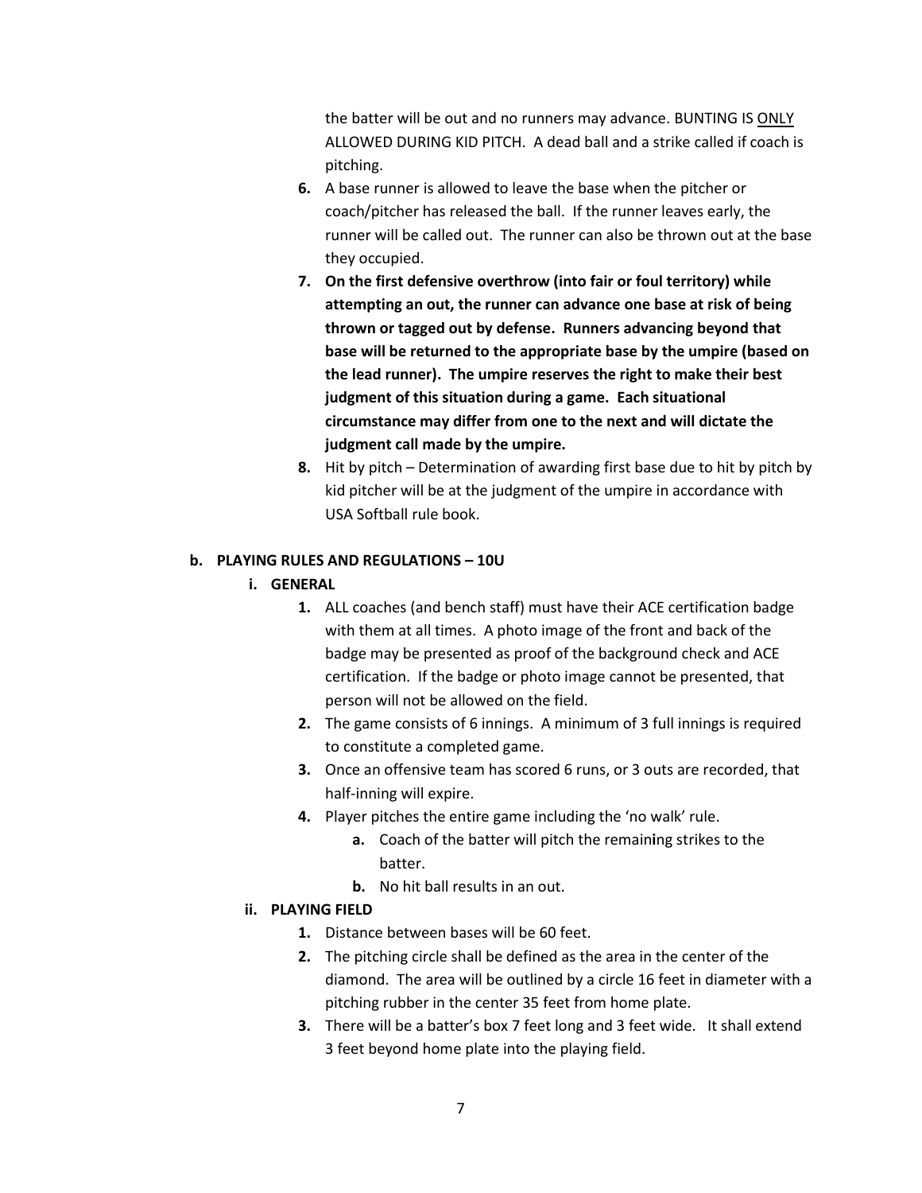the batter will be out and no runners may advance. BUNTING IS <u>ONLY</u> ALLOWED DURING KID PITCH. A dead ball and a strike called if coach is pitching.

6. A base runner is allowed to leave the base when the pitcher or coach/pitcher has released the ball. If the runner leaves early, the runner will be called out. The runner can also be thrown out at the base they occupied.
7. **On the first defensive overthrow (into fair or foul territory) while attempting an out, the runner can advance one base at risk of being thrown or tagged out by defense. Runners advancing beyond that base will be returned to the appropriate base by the umpire (based on the lead runner). The umpire reserves the right to make their best judgment of this situation during a game. Each situational circumstance may differ from one to the next and will dictate the judgment call made by the umpire.**
8. Hit by pitch – Determination of awarding first base due to hit by pitch by kid pitcher will be at the judgment of the umpire in accordance with USA Softball rule book.

**b. PLAYING RULES AND REGULATIONS – 10U**

**i. GENERAL**

1. ALL coaches (and bench staff) must have their ACE certification badge with them at all times. A photo image of the front and back of the badge may be presented as proof of the background check and ACE certification. If the badge or photo image cannot be presented, that person will not be allowed on the field.
2. The game consists of 6 innings. A minimum of 3 full innings is required to constitute a completed game.
3. Once an offensive team has scored 6 runs, or 3 outs are recorded, that half-inning will expire.
4. Player pitches the entire game including the 'no walk' rule.
    a. Coach of the batter will pitch the remaining strikes to the batter.
    b. No hit ball results in an out.

**ii. PLAYING FIELD**

1. Distance between bases will be 60 feet.
2. The pitching circle shall be defined as the area in the center of the diamond. The area will be outlined by a circle 16 feet in diameter with a pitching rubber in the center 35 feet from home plate.
3. There will be a batter's box 7 feet long and 3 feet wide. It shall extend 3 feet beyond home plate into the playing field.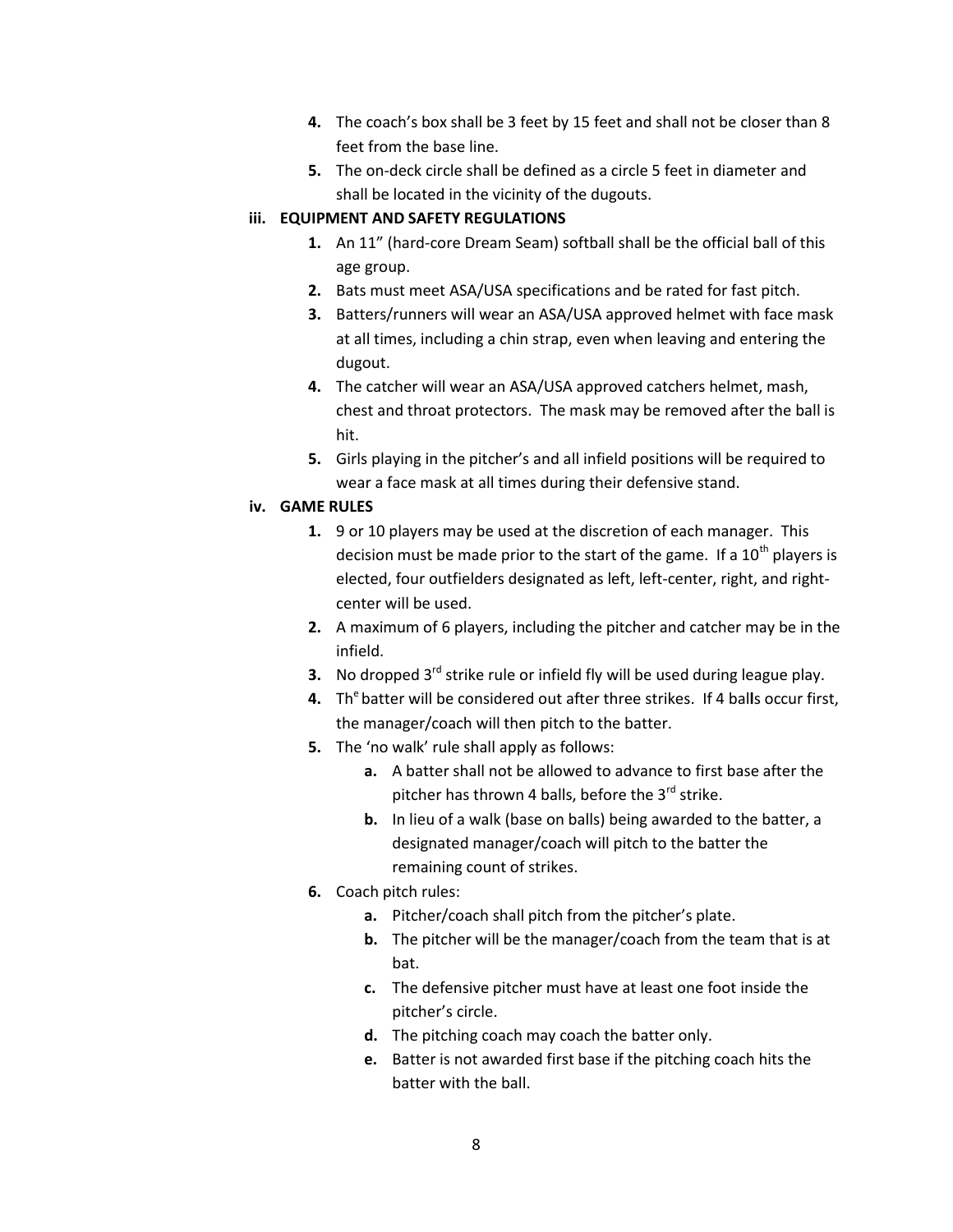4. The coach's box shall be 3 feet by 15 feet and shall not be closer than 8 feet from the base line.
5. The on-deck circle shall be defined as a circle 5 feet in diameter and shall be located in the vicinity of the dugouts.

### iii. EQUIPMENT AND SAFETY REGULATIONS

1. An 11" (hard-core Dream Seam) softball shall be the official ball of this age group.
2. Bats must meet ASA/USA specifications and be rated for fast pitch.
3. Batters/runners will wear an ASA/USA approved helmet with face mask at all times, including a chin strap, even when leaving and entering the dugout.
4. The catcher will wear an ASA/USA approved catchers helmet, mash, chest and throat protectors. The mask may be removed after the ball is hit.
5. Girls playing in the pitcher's and all infield positions will be required to wear a face mask at all times during their defensive stand.

### iv. GAME RULES

1. 9 or 10 players may be used at the discretion of each manager. This decision must be made prior to the start of the game. If a 10th players is elected, four outfielders designated as left, left-center, right, and right-center will be used.
2. A maximum of 6 players, including the pitcher and catcher may be in the infield.
3. No dropped 3rd strike rule or infield fly will be used during league play.
4. The batter will be considered out after three strikes. If 4 balls occur first, the manager/coach will then pitch to the batter.
5. The 'no walk' rule shall apply as follows:
   a. A batter shall not be allowed to advance to first base after the pitcher has thrown 4 balls, before the 3rd strike.
   b. In lieu of a walk (base on balls) being awarded to the batter, a designated manager/coach will pitch to the batter the remaining count of strikes.
6. Coach pitch rules:
   a. Pitcher/coach shall pitch from the pitcher's plate.
   b. The pitcher will be the manager/coach from the team that is at bat.
   c. The defensive pitcher must have at least one foot inside the pitcher's circle.
   d. The pitching coach may coach the batter only.
   e. Batter is not awarded first base if the pitching coach hits the batter with the ball.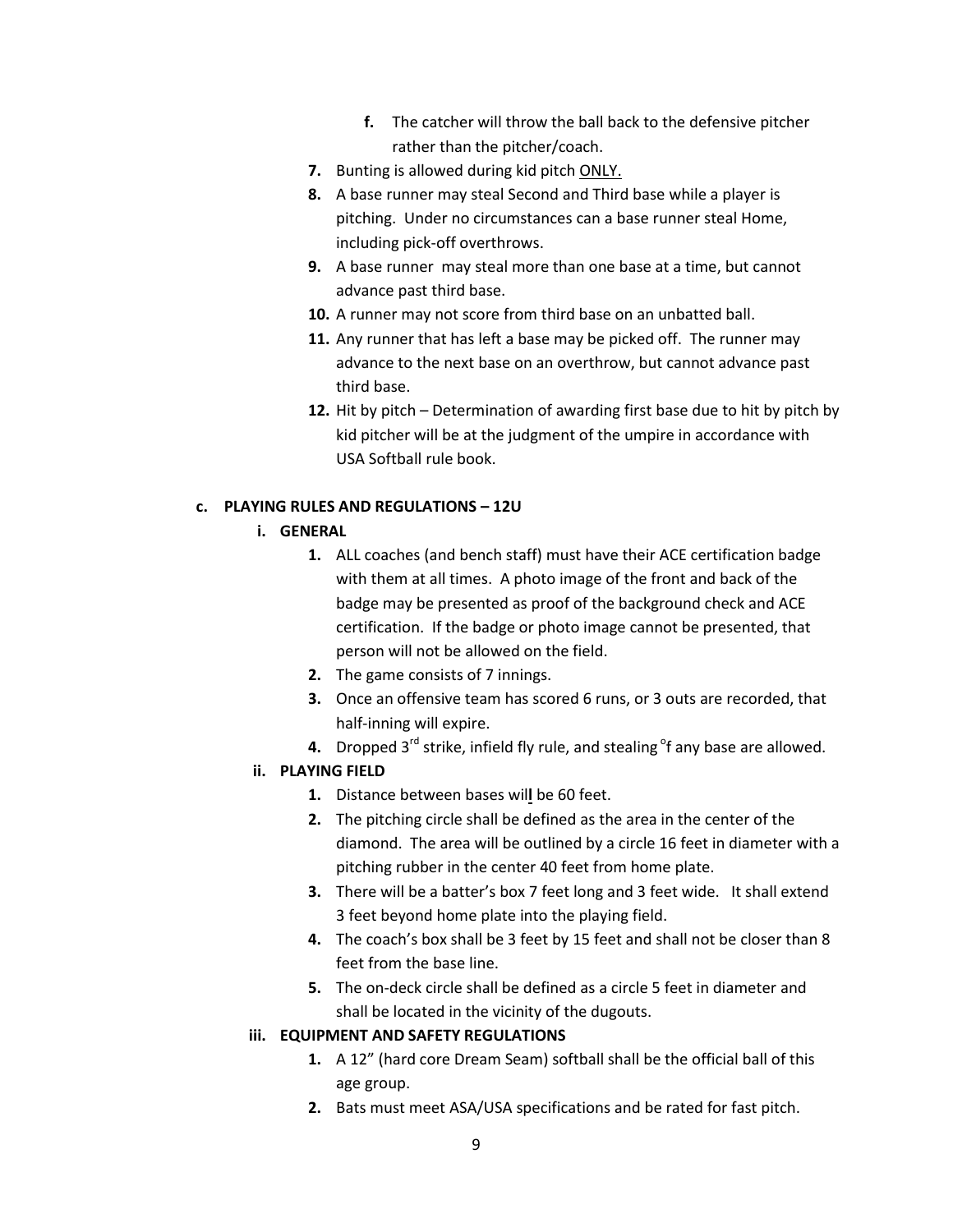f. The catcher will throw the ball back to the defensive pitcher rather than the pitcher/coach.

7. Bunting is allowed during kid pitch <u>ONLY.</u>
8. A base runner may steal Second and Third base while a player is pitching. Under no circumstances can a base runner steal Home, including pick-off overthrows.
9. A base runner may steal more than one base at a time, but cannot advance past third base.
10. A runner may not score from third base on an unbatted ball.
11. Any runner that has left a base may be picked off. The runner may advance to the next base on an overthrow, but cannot advance past third base.
12. Hit by pitch – Determination of awarding first base due to hit by pitch by kid pitcher will be at the judgment of the umpire in accordance with USA Softball rule book.

**c. PLAYING RULES AND REGULATIONS – 12U**

**i. GENERAL**

1. ALL coaches (and bench staff) must have their ACE certification badge with them at all times. A photo image of the front and back of the badge may be presented as proof of the background check and ACE certification. If the badge or photo image cannot be presented, that person will not be allowed on the field.
2. The game consists of 7 innings.
3. Once an offensive team has scored 6 runs, or 3 outs are recorded, that half-inning will expire.
4. Dropped 3rd strike, infield fly rule, and stealing °f any base are allowed.

**ii. PLAYING FIELD**

1. Distance between bases will be 60 feet.
2. The pitching circle shall be defined as the area in the center of the diamond. The area will be outlined by a circle 16 feet in diameter with a pitching rubber in the center 40 feet from home plate.
3. There will be a batter's box 7 feet long and 3 feet wide. It shall extend 3 feet beyond home plate into the playing field.
4. The coach's box shall be 3 feet by 15 feet and shall not be closer than 8 feet from the base line.
5. The on-deck circle shall be defined as a circle 5 feet in diameter and shall be located in the vicinity of the dugouts.

**iii. EQUIPMENT AND SAFETY REGULATIONS**

1. A 12" (hard core Dream Seam) softball shall be the official ball of this age group.
2. Bats must meet ASA/USA specifications and be rated for fast pitch.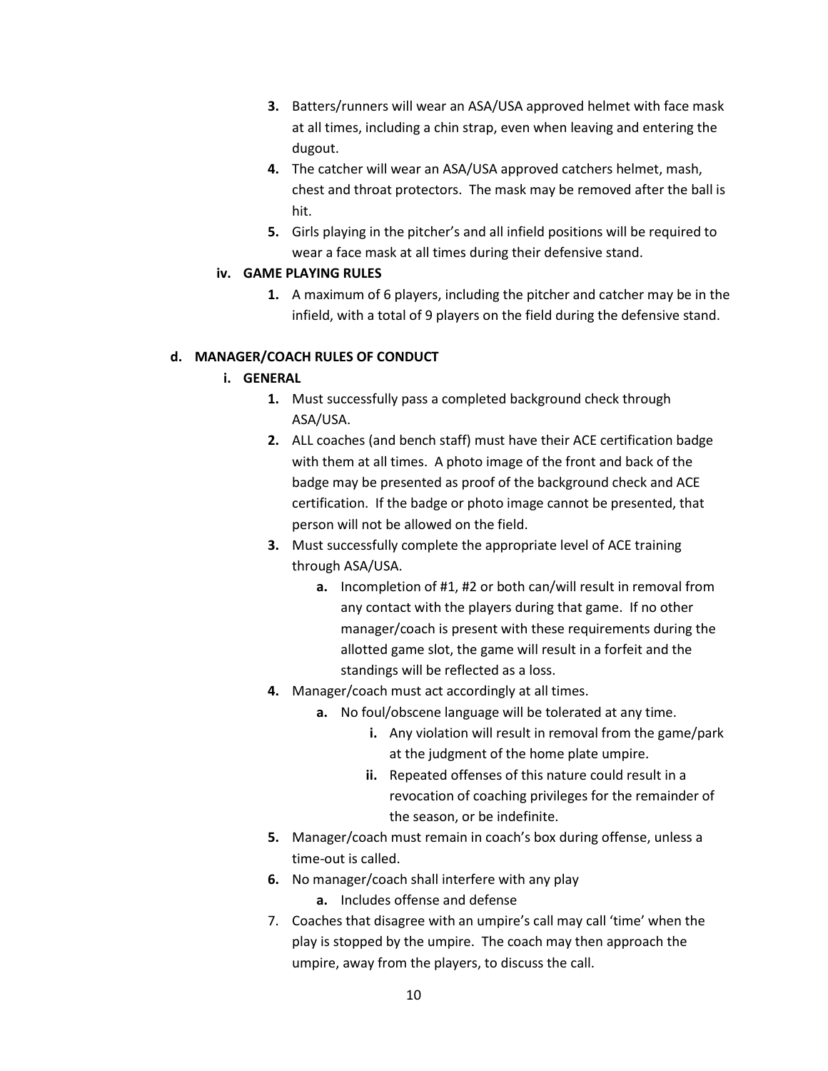3. **3.** Batters/runners will wear an ASA/USA approved helmet with face mask at all times, including a chin strap, even when leaving and entering the dugout.
4. **4.** The catcher will wear an ASA/USA approved catchers helmet, mash, chest and throat protectors. The mask may be removed after the ball is hit.
5. **5.** Girls playing in the pitcher's and all infield positions will be required to wear a face mask at all times during their defensive stand.

**iv. GAME PLAYING RULES**

1. **1.** A maximum of 6 players, including the pitcher and catcher may be in the infield, with a total of 9 players on the field during the defensive stand.

**d. MANAGER/COACH RULES OF CONDUCT**

**i. GENERAL**

1. **1.** Must successfully pass a completed background check through ASA/USA.
2. **2.** ALL coaches (and bench staff) must have their ACE certification badge with them at all times. A photo image of the front and back of the badge may be presented as proof of the background check and ACE certification. If the badge or photo image cannot be presented, that person will not be allowed on the field.
3. **3.** Must successfully complete the appropriate level of ACE training through ASA/USA.
   - **a.** Incompletion of #1, #2 or both can/will result in removal from any contact with the players during that game. If no other manager/coach is present with these requirements during the allotted game slot, the game will result in a forfeit and the standings will be reflected as a loss.
4. **4.** Manager/coach must act accordingly at all times.
   - **a.** No foul/obscene language will be tolerated at any time.
     - **i.** Any violation will result in removal from the game/park at the judgment of the home plate umpire.
     - **ii.** Repeated offenses of this nature could result in a revocation of coaching privileges for the remainder of the season, or be indefinite.
5. **5.** Manager/coach must remain in coach's box during offense, unless a time-out is called.
6. **6.** No manager/coach shall interfere with any play
   - **a.** Includes offense and defense
7. 7. Coaches that disagree with an umpire's call may call 'time' when the play is stopped by the umpire. The coach may then approach the umpire, away from the players, to discuss the call.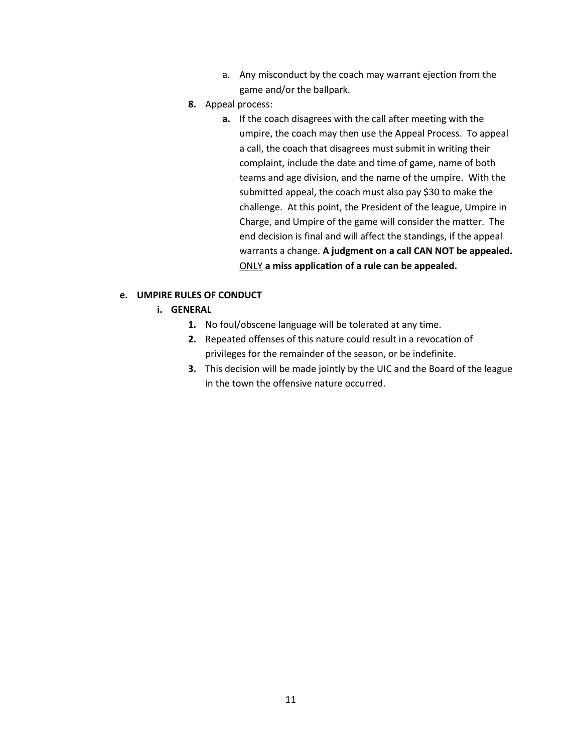a. Any misconduct by the coach may warrant ejection from the game and/or the ballpark.

**8.** Appeal process:

**a.** If the coach disagrees with the call after meeting with the umpire, the coach may then use the Appeal Process. To appeal a call, the coach that disagrees must submit in writing their complaint, include the date and time of game, name of both teams and age division, and the name of the umpire. With the submitted appeal, the coach must also pay $30 to make the challenge. At this point, the President of the league, Umpire in Charge, and Umpire of the game will consider the matter. The end decision is final and will affect the standings, if the appeal warrants a change. **A judgment on a call CAN NOT be appealed.** <u>ONLY</u> **a miss application of a rule can be appealed.**

### e. UMPIRE RULES OF CONDUCT

#### i. GENERAL

**1.** No foul/obscene language will be tolerated at any time.

**2.** Repeated offenses of this nature could result in a revocation of privileges for the remainder of the season, or be indefinite.

**3.** This decision will be made jointly by the UIC and the Board of the league in the town the offensive nature occurred.